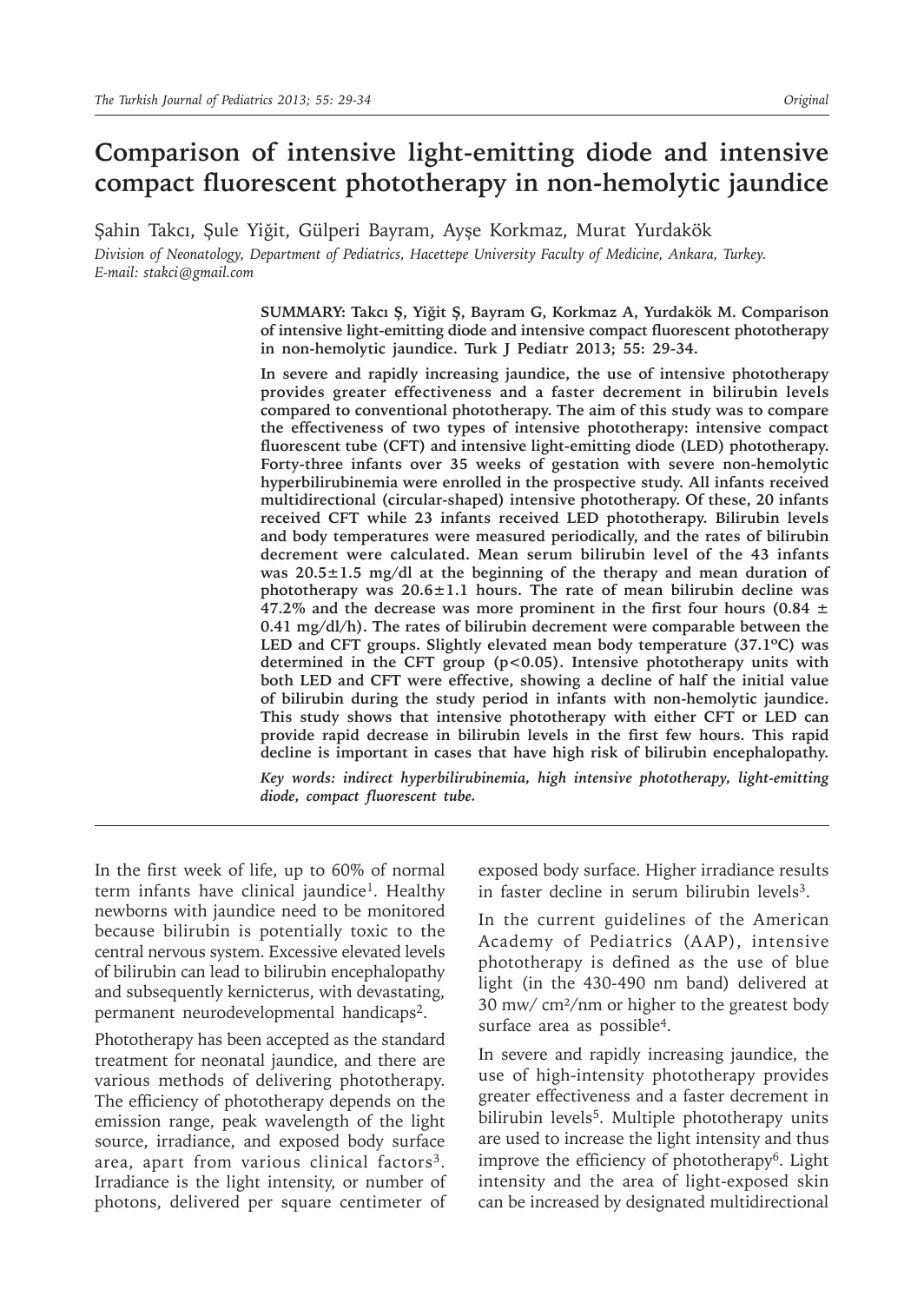# Comparison of intensive light-emitting diode and intensive compact fluorescent phototherapy in non-hemolytic jaundice

Şahin Takcı, Şule Yiğit, Gülperi Bayram, Ayşe Korkmaz, Murat Yurdakök

*Division of Neonatology, Department of Pediatrics, Hacettepe University Faculty of Medicine, Ankara, Turkey. E-mail: stakci@gmail.com*

**SUMMARY: Takcı Ş, Yiğit Ş, Bayram G, Korkmaz A, Yurdakök M. Comparison of intensive light-emitting diode and intensive compact fluorescent phototherapy in non-hemolytic jaundice. Turk J Pediatr 2013; 55: 29-34.**

**In severe and rapidly increasing jaundice, the use of intensive phototherapy provides greater effectiveness and a faster decrement in bilirubin levels compared to conventional phototherapy. The aim of this study was to compare the effectiveness of two types of intensive phototherapy: intensive compact fluorescent tube (CFT) and intensive light-emitting diode (LED) phototherapy. Forty-three infants over 35 weeks of gestation with severe non-hemolytic hyperbilirubinemia were enrolled in the prospective study. All infants received multidirectional (circular-shaped) intensive phototherapy. Of these, 20 infants received CFT while 23 infants received LED phototherapy. Bilirubin levels and body temperatures were measured periodically, and the rates of bilirubin decrement were calculated. Mean serum bilirubin level of the 43 infants was 20.5±1.5 mg/dl at the beginning of the therapy and mean duration of phototherapy was 20.6±1.1 hours. The rate of mean bilirubin decline was 47.2% and the decrease was more prominent in the first four hours (0.84 ± 0.41 mg/dl/h). The rates of bilirubin decrement were comparable between the LED and CFT groups. Slightly elevated mean body temperature (37.1°C) was determined in the CFT group ($p<0.05$). Intensive phototherapy units with both LED and CFT were effective, showing a decline of half the initial value of bilirubin during the study period in infants with non-hemolytic jaundice. This study shows that intensive phototherapy with either CFT or LED can provide rapid decrease in bilirubin levels in the first few hours. This rapid decline is important in cases that have high risk of bilirubin encephalopathy.**

*Key words: indirect hyperbilirubinemia, high intensive phototherapy, light-emitting diode, compact fluorescent tube.*

---

In the first week of life, up to 60% of normal term infants have clinical jaundice[1]. Healthy newborns with jaundice need to be monitored because bilirubin is potentially toxic to the central nervous system. Excessive elevated levels of bilirubin can lead to bilirubin encephalopathy and subsequently kernicterus, with devastating, permanent neurodevelopmental handicaps[2].

Phototherapy has been accepted as the standard treatment for neonatal jaundice, and there are various methods of delivering phototherapy. The efficiency of phototherapy depends on the emission range, peak wavelength of the light source, irradiance, and exposed body surface area, apart from various clinical factors[3]. Irradiance is the light intensity, or number of photons, delivered per square centimeter of exposed body surface. Higher irradiance results in faster decline in serum bilirubin levels[3].

In the current guidelines of the American Academy of Pediatrics (AAP), intensive phototherapy is defined as the use of blue light (in the 430-490 nm band) delivered at 30 mw/ $cm^2$/nm or higher to the greatest body surface area as possible[4].

In severe and rapidly increasing jaundice, the use of high-intensity phototherapy provides greater effectiveness and a faster decrement in bilirubin levels[5]. Multiple phototherapy units are used to increase the light intensity and thus improve the efficiency of phototherapy[6]. Light intensity and the area of light-exposed skin can be increased by designated multidirectional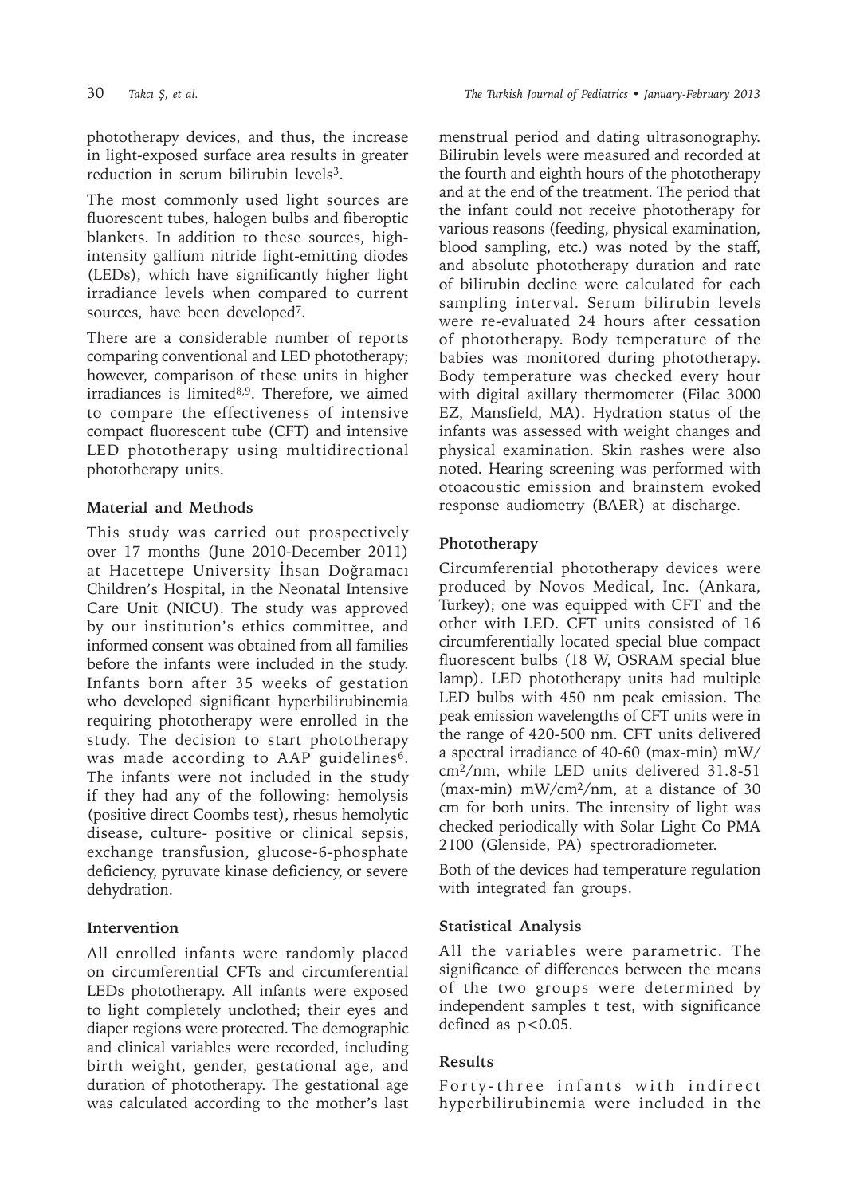phototherapy devices, and thus, the increase in light-exposed surface area results in greater reduction in serum bilirubin levels[3].

The most commonly used light sources are fluorescent tubes, halogen bulbs and fiberoptic blankets. In addition to these sources, high-intensity gallium nitride light-emitting diodes (LEDs), which have significantly higher light irradiance levels when compared to current sources, have been developed[7].

There are a considerable number of reports comparing conventional and LED phototherapy; however, comparison of these units in higher irradiances is limited[8,9]. Therefore, we aimed to compare the effectiveness of intensive compact fluorescent tube (CFT) and intensive LED phototherapy using multidirectional phototherapy units.

## Material and Methods

This study was carried out prospectively over 17 months (June 2010-December 2011) at Hacettepe University İhsan Doğramacı Children's Hospital, in the Neonatal Intensive Care Unit (NICU). The study was approved by our institution's ethics committee, and informed consent was obtained from all families before the infants were included in the study. Infants born after 35 weeks of gestation who developed significant hyperbilirubinemia requiring phototherapy were enrolled in the study. The decision to start phototherapy was made according to AAP guidelines[6]. The infants were not included in the study if they had any of the following: hemolysis (positive direct Coombs test), rhesus hemolytic disease, culture- positive or clinical sepsis, exchange transfusion, glucose-6-phosphate deficiency, pyruvate kinase deficiency, or severe dehydration.

### Intervention

All enrolled infants were randomly placed on circumferential CFTs and circumferential LEDs phototherapy. All infants were exposed to light completely unclothed; their eyes and diaper regions were protected. The demographic and clinical variables were recorded, including birth weight, gender, gestational age, and duration of phototherapy. The gestational age was calculated according to the mother's last menstrual period and dating ultrasonography. Bilirubin levels were measured and recorded at the fourth and eighth hours of the phototherapy and at the end of the treatment. The period that the infant could not receive phototherapy for various reasons (feeding, physical examination, blood sampling, etc.) was noted by the staff, and absolute phototherapy duration and rate of bilirubin decline were calculated for each sampling interval. Serum bilirubin levels were re-evaluated 24 hours after cessation of phototherapy. Body temperature of the babies was monitored during phototherapy. Body temperature was checked every hour with digital axillary thermometer (Filac 3000 EZ, Mansfield, MA). Hydration status of the infants was assessed with weight changes and physical examination. Skin rashes were also noted. Hearing screening was performed with otoacoustic emission and brainstem evoked response audiometry (BAER) at discharge.

### Phototherapy

Circumferential phototherapy devices were produced by Novos Medical, Inc. (Ankara, Turkey); one was equipped with CFT and the other with LED. CFT units consisted of 16 circumferentially located special blue compact fluorescent bulbs (18 W, OSRAM special blue lamp). LED phototherapy units had multiple LED bulbs with 450 nm peak emission. The peak emission wavelengths of CFT units were in the range of 420-500 nm. CFT units delivered a spectral irradiance of 40-60 (max-min) $mW/cm^2/nm$, while LED units delivered 31.8-51 (max-min) $mW/cm^2/nm$, at a distance of 30 cm for both units. The intensity of light was checked periodically with Solar Light Co PMA 2100 (Glenside, PA) spectroradiometer.

Both of the devices had temperature regulation with integrated fan groups.

### Statistical Analysis

All the variables were parametric. The significance of differences between the means of the two groups were determined by independent samples t test, with significance defined as $p<0.05$.

## Results

Forty-three infants with indirect hyperbilirubinemia were included in the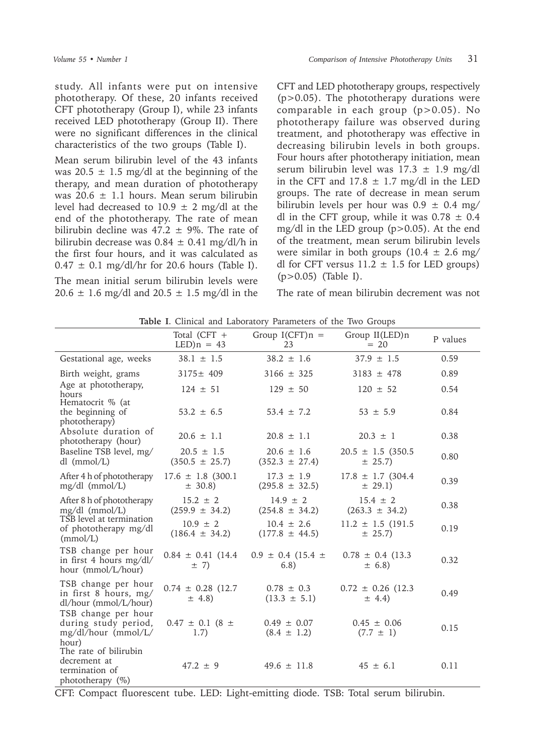study. All infants were put on intensive phototherapy. Of these, 20 infants received CFT phototherapy (Group I), while 23 infants received LED phototherapy (Group II). There were no significant differences in the clinical characteristics of the two groups (Table I).

Mean serum bilirubin level of the 43 infants was 20.5 ± 1.5 mg/dl at the beginning of the therapy, and mean duration of phototherapy was 20.6 ± 1.1 hours. Mean serum bilirubin level had decreased to 10.9 ± 2 mg/dl at the end of the phototherapy. The rate of mean bilirubin decline was 47.2 ± 9%. The rate of bilirubin decrease was 0.84 ± 0.41 mg/dl/h in the first four hours, and it was calculated as 0.47 ± 0.1 mg/dl/hr for 20.6 hours (Table I).

The mean initial serum bilirubin levels were 20.6 ± 1.6 mg/dl and 20.5 ± 1.5 mg/dl in the CFT and LED phototherapy groups, respectively ($p>0.05$). The phototherapy durations were comparable in each group ($p>0.05$). No phototherapy failure was observed during treatment, and phototherapy was effective in decreasing bilirubin levels in both groups. Four hours after phototherapy initiation, mean serum bilirubin level was 17.3 ± 1.9 mg/dl in the CFT and 17.8 ± 1.7 mg/dl in the LED groups. The rate of decrease in mean serum bilirubin levels per hour was 0.9 ± 0.4 mg/dl in the CFT group, while it was 0.78 ± 0.4 mg/dl in the LED group ($p>0.05$). At the end of the treatment, mean serum bilirubin levels were similar in both groups (10.4 ± 2.6 mg/dl for CFT versus 11.2 ± 1.5 for LED groups) ($p>0.05$) (Table I).

The rate of mean bilirubin decrement was not

**Table I**. Clinical and Laboratory Parameters of the Two Groups

| | Total (CFT + LED)n = 43 | Group I(CFT)n = 23 | Group II(LED)n = 20 | P values |
|---|---|---|---|---|
| Gestational age, weeks | 38.1 ± 1.5 | 38.2 ± 1.6 | 37.9 ± 1.5 | 0.59 |
| Birth weight, grams | 3175± 409 | 3166 ± 325 | 3183 ± 478 | 0.89 |
| Age at phototherapy, hours | 124 ± 51 | 129 ± 50 | 120 ± 52 | 0.54 |
| Hematocrit % (at the beginning of phototherapy) | 53.2 ± 6.5 | 53.4 ± 7.2 | 53 ± 5.9 | 0.84 |
| Absolute duration of phototherapy (hour) | 20.6 ± 1.1 | 20.8 ± 1.1 | 20.3 ± 1 | 0.38 |
| Baseline TSB level, mg/dl (mmol/L) | 20.5 ± 1.5 (350.5 ± 25.7) | 20.6 ± 1.6 (352.3 ± 27.4) | 20.5 ± 1.5 (350.5 ± 25.7) | 0.80 |
| After 4 h of phototherapy mg/dl (mmol/L) | 17.6 ± 1.8 (300.1 ± 30.8) | 17.3 ± 1.9 (295.8 ± 32.5) | 17.8 ± 1.7 (304.4 ± 29.1) | 0.39 |
| After 8 h of phototherapy mg/dl (mmol/L) | 15.2 ± 2 (259.9 ± 34.2) | 14.9 ± 2 (254.8 ± 34.2) | 15.4 ± 2 (263.3 ± 34.2) | 0.38 |
| TSB level at termination of phototherapy mg/dl (mmol/L) | 10.9 ± 2 (186.4 ± 34.2) | 10.4 ± 2.6 (177.8 ± 44.5) | 11.2 ± 1.5 (191.5 ± 25.7) | 0.19 |
| TSB change per hour in first 4 hours mg/dl/hour (mmol/L/hour) | 0.84 ± 0.41 (14.4 ± 7) | 0.9 ± 0.4 (15.4 ± 6.8) | 0.78 ± 0.4 (13.3 ± 6.8) | 0.32 |
| TSB change per hour in first 8 hours, mg/dl/hour (mmol/L/hour) | 0.74 ± 0.28 (12.7 ± 4.8) | 0.78 ± 0.3 (13.3 ± 5.1) | 0.72 ± 0.26 (12.3 ± 4.4) | 0.49 |
| TSB change per hour during study period, mg/dl/hour (mmol/L/hour) | 0.47 ± 0.1 (8 ± 1.7) | 0.49 ± 0.07 (8.4 ± 1.2) | 0.45 ± 0.06 (7.7 ± 1) | 0.15 |
| The rate of bilirubin decrement at termination of phototherapy (%) | 47.2 ± 9 | 49.6 ± 11.8 | 45 ± 6.1 | 0.11 |

CFT: Compact fluorescent tube. LED: Light-emitting diode. TSB: Total serum bilirubin.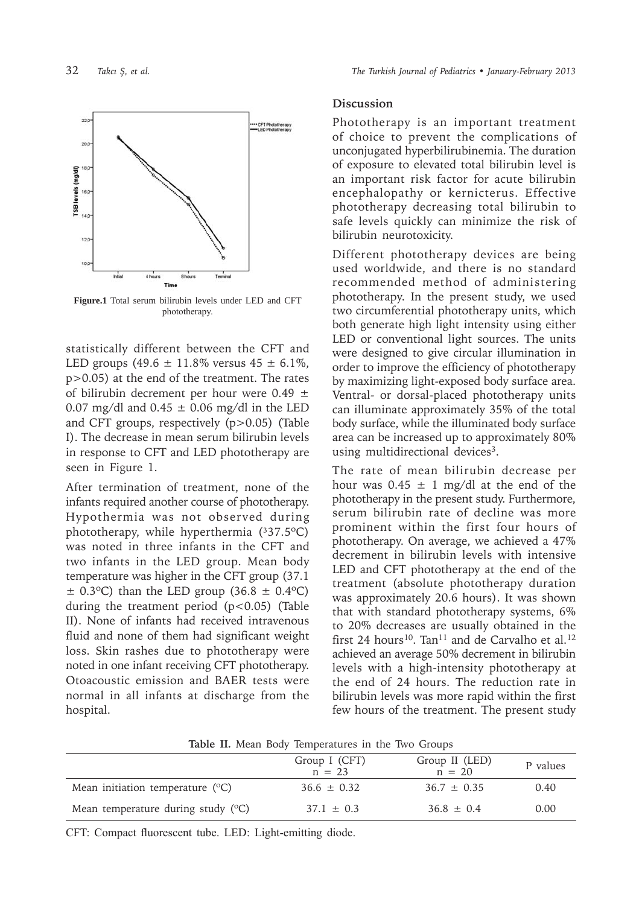Figure.1 Total serum bilirubin levels under LED and CFT phototherapy.

statistically different between the CFT and LED groups (49.6 ± 11.8% versus 45 ± 6.1%, $p>0.05$) at the end of the treatment. The rates of bilirubin decrement per hour were 0.49 ± 0.07 mg/dl and 0.45 ± 0.06 mg/dl in the LED and CFT groups, respectively ($p>0.05$) (Table I). The decrease in mean serum bilirubin levels in response to CFT and LED phototherapy are seen in Figure 1.

After termination of treatment, none of the infants required another course of phototherapy. Hypothermia was not observed during phototherapy, while hyperthermia (³37.5°C) was noted in three infants in the CFT and two infants in the LED group. Mean body temperature was higher in the CFT group (37.1 ± 0.3°C) than the LED group (36.8 ± 0.4°C) during the treatment period ($p<0.05$) (Table II). None of infants had received intravenous fluid and none of them had significant weight loss. Skin rashes due to phototherapy were noted in one infant receiving CFT phototherapy. Otoacoustic emission and BAER tests were normal in all infants at discharge from the hospital.

## Discussion

Phototherapy is an important treatment of choice to prevent the complications of unconjugated hyperbilirubinemia. The duration of exposure to elevated total bilirubin level is an important risk factor for acute bilirubin encephalopathy or kernicterus. Effective phototherapy decreasing total bilirubin to safe levels quickly can minimize the risk of bilirubin neurotoxicity.

Different phototherapy devices are being used worldwide, and there is no standard recommended method of administering phototherapy. In the present study, we used two circumferential phototherapy units, which both generate high light intensity using either LED or conventional light sources. The units were designed to give circular illumination in order to improve the efficiency of phototherapy by maximizing light-exposed body surface area. Ventral- or dorsal-placed phototherapy units can illuminate approximately 35% of the total body surface, while the illuminated body surface area can be increased up to approximately 80% using multidirectional devices[3].

The rate of mean bilirubin decrease per hour was 0.45 ± 1 mg/dl at the end of the phototherapy in the present study. Furthermore, serum bilirubin rate of decline was more prominent within the first four hours of phototherapy. On average, we achieved a 47% decrement in bilirubin levels with intensive LED and CFT phototherapy at the end of the treatment (absolute phototherapy duration was approximately 20.6 hours). It was shown that with standard phototherapy systems, 6% to 20% decreases are usually obtained in the first 24 hours[10]. Tan[11] and de Carvalho et al.[12] achieved an average 50% decrement in bilirubin levels with a high-intensity phototherapy at the end of 24 hours. The reduction rate in bilirubin levels was more rapid within the first few hours of the treatment. The present study

**Table II.** Mean Body Temperatures in the Two Groups

| | Group I (CFT) n = 23 | Group II (LED) n = 20 | P values |
|---|---|---|---|
| Mean initiation temperature (°C) | 36.6 ± 0.32 | 36.7 ± 0.35 | 0.40 |
| Mean temperature during study (°C) | 37.1 ± 0.3 | 36.8 ± 0.4 | 0.00 |

CFT: Compact fluorescent tube. LED: Light-emitting diode.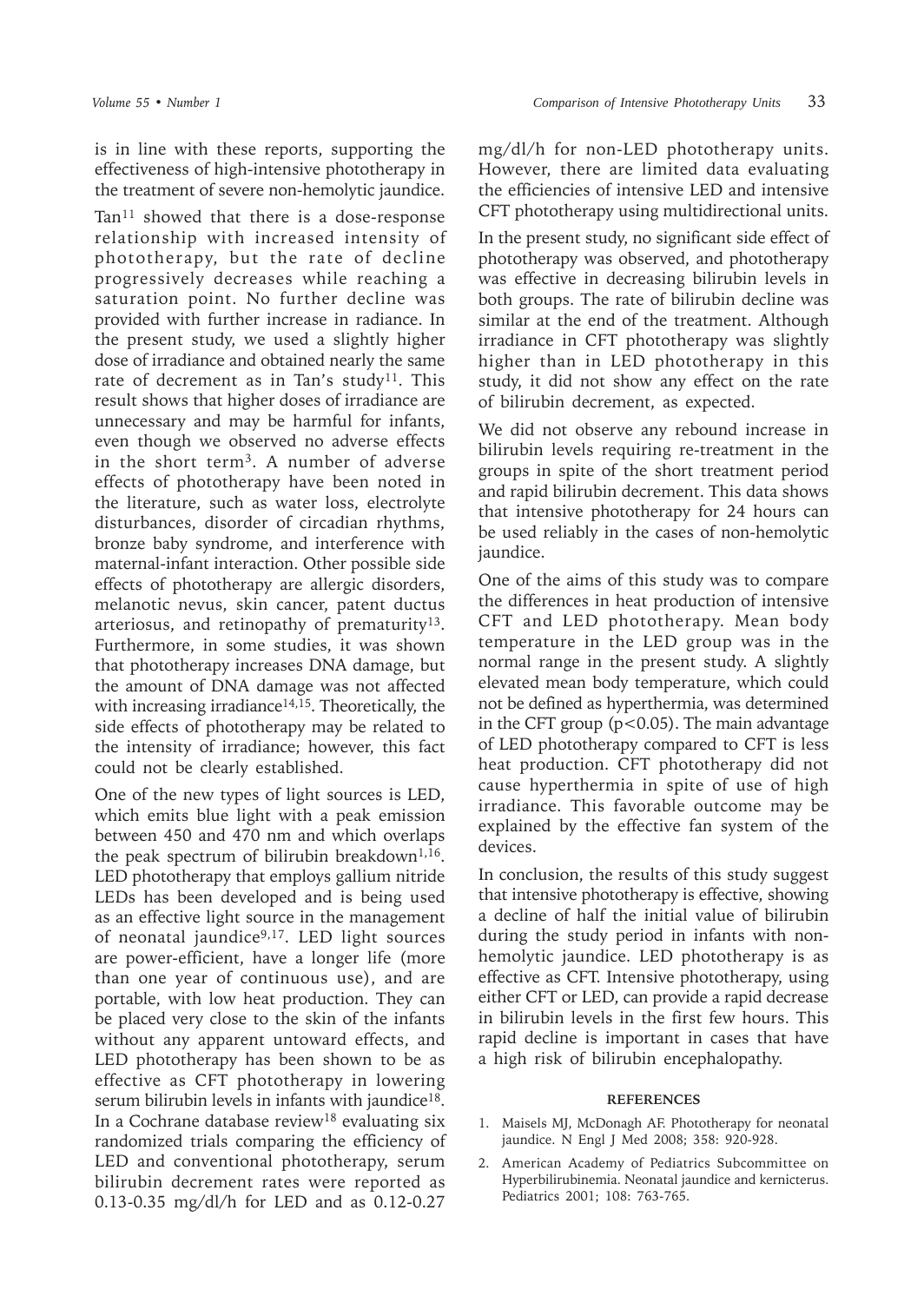is in line with these reports, supporting the effectiveness of high-intensive phototherapy in the treatment of severe non-hemolytic jaundice.

Tan[11] showed that there is a dose-response relationship with increased intensity of phototherapy, but the rate of decline progressively decreases while reaching a saturation point. No further decline was provided with further increase in radiance. In the present study, we used a slightly higher dose of irradiance and obtained nearly the same rate of decrement as in Tan's study[11]. This result shows that higher doses of irradiance are unnecessary and may be harmful for infants, even though we observed no adverse effects in the short term[3]. A number of adverse effects of phototherapy have been noted in the literature, such as water loss, electrolyte disturbances, disorder of circadian rhythms, bronze baby syndrome, and interference with maternal-infant interaction. Other possible side effects of phototherapy are allergic disorders, melanotic nevus, skin cancer, patent ductus arteriosus, and retinopathy of prematurity[13]. Furthermore, in some studies, it was shown that phototherapy increases DNA damage, but the amount of DNA damage was not affected with increasing irradiance[14,15]. Theoretically, the side effects of phototherapy may be related to the intensity of irradiance; however, this fact could not be clearly established.

One of the new types of light sources is LED, which emits blue light with a peak emission between 450 and 470 nm and which overlaps the peak spectrum of bilirubin breakdown[1,16]. LED phototherapy that employs gallium nitride LEDs has been developed and is being used as an effective light source in the management of neonatal jaundice[9,17]. LED light sources are power-efficient, have a longer life (more than one year of continuous use), and are portable, with low heat production. They can be placed very close to the skin of the infants without any apparent untoward effects, and LED phototherapy has been shown to be as effective as CFT phototherapy in lowering serum bilirubin levels in infants with jaundice[18]. In a Cochrane database review[18] evaluating six randomized trials comparing the efficiency of LED and conventional phototherapy, serum bilirubin decrement rates were reported as 0.13-0.35 mg/dl/h for LED and as 0.12-0.27 mg/dl/h for non-LED phototherapy units. However, there are limited data evaluating the efficiencies of intensive LED and intensive CFT phototherapy using multidirectional units.

In the present study, no significant side effect of phototherapy was observed, and phototherapy was effective in decreasing bilirubin levels in both groups. The rate of bilirubin decline was similar at the end of the treatment. Although irradiance in CFT phototherapy was slightly higher than in LED phototherapy in this study, it did not show any effect on the rate of bilirubin decrement, as expected.

We did not observe any rebound increase in bilirubin levels requiring re-treatment in the groups in spite of the short treatment period and rapid bilirubin decrement. This data shows that intensive phototherapy for 24 hours can be used reliably in the cases of non-hemolytic jaundice.

One of the aims of this study was to compare the differences in heat production of intensive CFT and LED phototherapy. Mean body temperature in the LED group was in the normal range in the present study. A slightly elevated mean body temperature, which could not be defined as hyperthermia, was determined in the CFT group ($p<0.05$). The main advantage of LED phototherapy compared to CFT is less heat production. CFT phototherapy did not cause hyperthermia in spite of use of high irradiance. This favorable outcome may be explained by the effective fan system of the devices.

In conclusion, the results of this study suggest that intensive phototherapy is effective, showing a decline of half the initial value of bilirubin during the study period in infants with non-hemolytic jaundice. LED phototherapy is as effective as CFT. Intensive phototherapy, using either CFT or LED, can provide a rapid decrease in bilirubin levels in the first few hours. This rapid decline is important in cases that have a high risk of bilirubin encephalopathy.

## REFERENCES

1. Maisels MJ, McDonagh AF. Phototherapy for neonatal jaundice. N Engl J Med 2008; 358: 920-928.
2. American Academy of Pediatrics Subcommittee on Hyperbilirubinemia. Neonatal jaundice and kernicterus. Pediatrics 2001; 108: 763-765.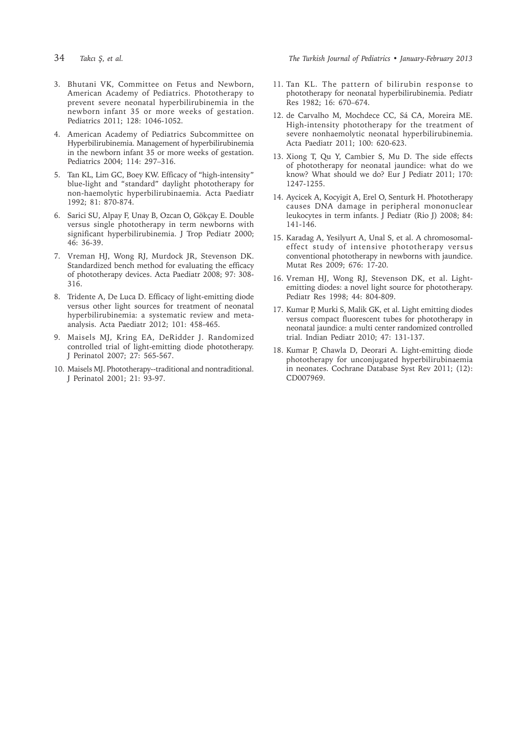3. Bhutani VK, Committee on Fetus and Newborn, American Academy of Pediatrics. Phototherapy to prevent severe neonatal hyperbilirubinemia in the newborn infant 35 or more weeks of gestation. Pediatrics 2011; 128: 1046-1052.
4. American Academy of Pediatrics Subcommittee on Hyperbilirubinemia. Management of hyperbilirubinemia in the newborn infant 35 or more weeks of gestation. Pediatrics 2004; 114: 297–316.
5. Tan KL, Lim GC, Boey KW. Efficacy of "high-intensity" blue-light and "standard" daylight phototherapy for non-haemolytic hyperbilirubinaemia. Acta Paediatr 1992; 81: 870-874.
6. Sarici SU, Alpay F, Unay B, Ozcan O, Gökçay E. Double versus single phototherapy in term newborns with significant hyperbilirubinemia. J Trop Pediatr 2000; 46: 36-39.
7. Vreman HJ, Wong RJ, Murdock JR, Stevenson DK. Standardized bench method for evaluating the efficacy of phototherapy devices. Acta Paediatr 2008; 97: 308-316.
8. Tridente A, De Luca D. Efficacy of light-emitting diode versus other light sources for treatment of neonatal hyperbilirubinemia: a systematic review and meta-analysis. Acta Paediatr 2012; 101: 458-465.
9. Maisels MJ, Kring EA, DeRidder J. Randomized controlled trial of light-emitting diode phototherapy. J Perinatol 2007; 27: 565-567.
10. Maisels MJ. Phototherapy--traditional and nontraditional. J Perinatol 2001; 21: 93-97.
11. Tan KL. The pattern of bilirubin response to phototherapy for neonatal hyperbilirubinemia. Pediatr Res 1982; 16: 670–674.
12. de Carvalho M, Mochdece CC, Sá CA, Moreira ME. High-intensity phototherapy for the treatment of severe nonhaemolytic neonatal hyperbilirubinemia. Acta Paediatr 2011; 100: 620-623.
13. Xiong T, Qu Y, Cambier S, Mu D. The side effects of phototherapy for neonatal jaundice: what do we know? What should we do? Eur J Pediatr 2011; 170: 1247-1255.
14. Aycicek A, Kocyigit A, Erel O, Senturk H. Phototherapy causes DNA damage in peripheral mononuclear leukocytes in term infants. J Pediatr (Rio J) 2008; 84: 141-146.
15. Karadag A, Yesilyurt A, Unal S, et al. A chromosomal-effect study of intensive phototherapy versus conventional phototherapy in newborns with jaundice. Mutat Res 2009; 676: 17-20.
16. Vreman HJ, Wong RJ, Stevenson DK, et al. Light-emitting diodes: a novel light source for phototherapy. Pediatr Res 1998; 44: 804-809.
17. Kumar P, Murki S, Malik GK, et al. Light emitting diodes versus compact fluorescent tubes for phototherapy in neonatal jaundice: a multi center randomized controlled trial. Indian Pediatr 2010; 47: 131-137.
18. Kumar P, Chawla D, Deorari A. Light-emitting diode phototherapy for unconjugated hyperbilirubinaemia in neonates. Cochrane Database Syst Rev 2011; (12): CD007969.